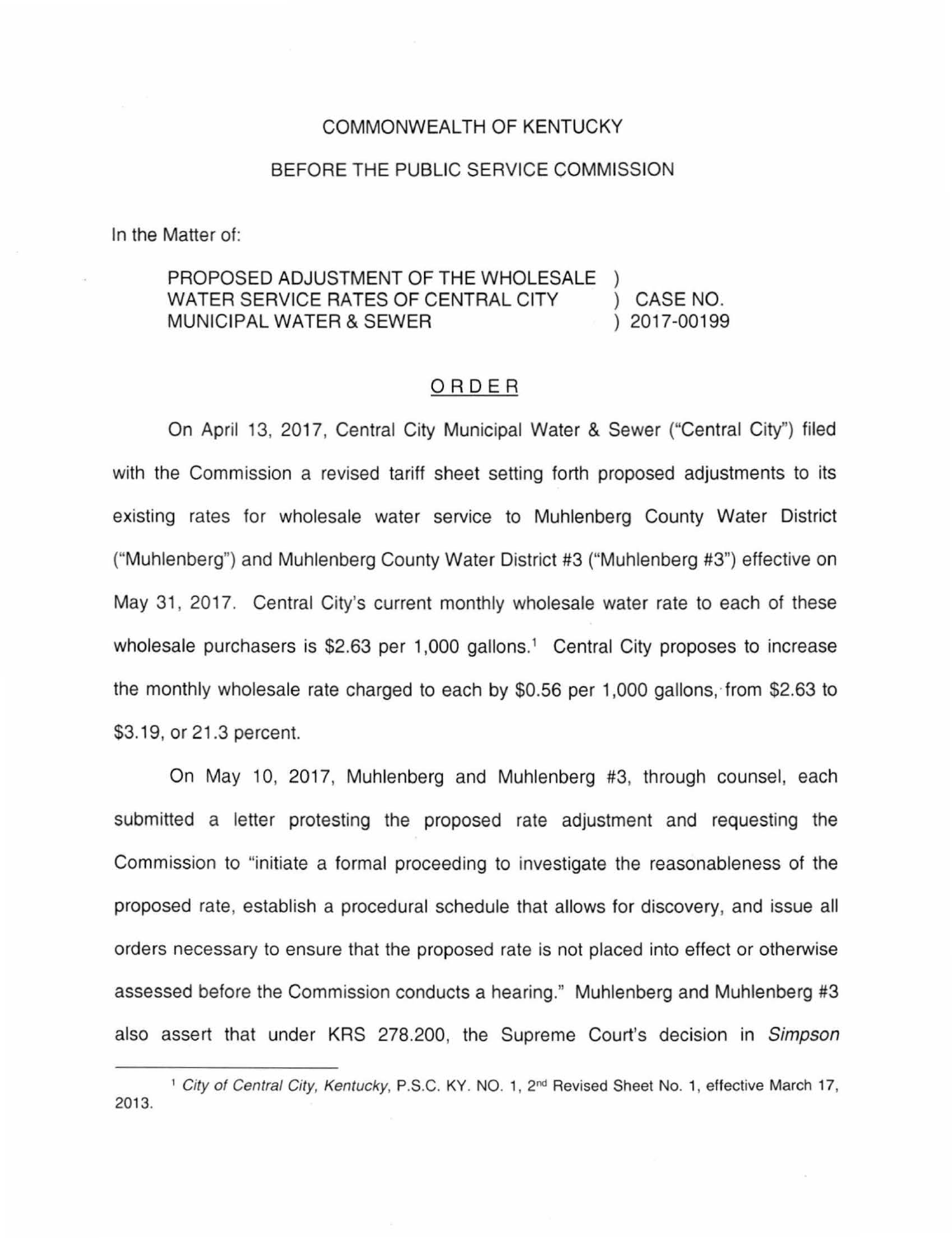COMMONWEALTH OF KENTUCKY

BEFORE THE PUBLIC SERVICE COMMISSION

In the Matter of:

| | | |
|---|---|---|
| PROPOSED ADJUSTMENT OF THE WHOLESALE WATER SERVICE RATES OF CENTRAL CITY MUNICIPAL WATER & SEWER | ) ) ) | CASE NO. 2017-00199 |

ORDER

On April 13, 2017, Central City Municipal Water & Sewer ("Central City") filed with the Commission a revised tariff sheet setting forth proposed adjustments to its existing rates for wholesale water service to Muhlenberg County Water District ("Muhlenberg") and Muhlenberg County Water District #3 ("Muhlenberg #3") effective on May 31, 2017. Central City's current monthly wholesale water rate to each of these wholesale purchasers is $2.63 per 1,000 gallons.[1] Central City proposes to increase the monthly wholesale rate charged to each by $0.56 per 1,000 gallons, from $2.63 to $3.19, or 21.3 percent.

On May 10, 2017, Muhlenberg and Muhlenberg #3, through counsel, each submitted a letter protesting the proposed rate adjustment and requesting the Commission to "initiate a formal proceeding to investigate the reasonableness of the proposed rate, establish a procedural schedule that allows for discovery, and issue all orders necessary to ensure that the proposed rate is not placed into effect or otherwise assessed before the Commission conducts a hearing." Muhlenberg and Muhlenberg #3 also assert that under KRS 278.200, the Supreme Court's decision in *Simpson*

---

[1] *City of Central City, Kentucky*, P.S.C. KY. NO. 1, 2nd Revised Sheet No. 1, effective March 17, 2013.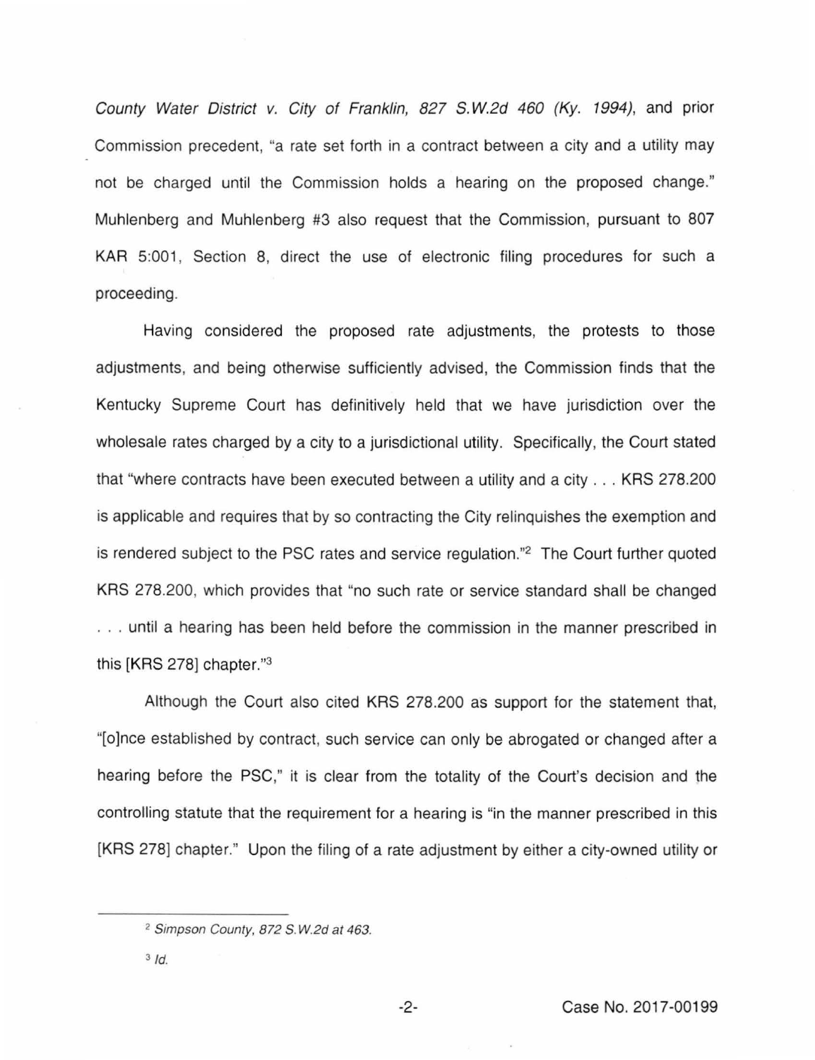*County Water District v. City of Franklin, 827 S.W.2d 460 (Ky. 1994)*, and prior Commission precedent, "a rate set forth in a contract between a city and a utility may not be charged until the Commission holds a hearing on the proposed change." Muhlenberg and Muhlenberg #3 also request that the Commission, pursuant to 807 KAR 5:001, Section 8, direct the use of electronic filing procedures for such a proceeding.

Having considered the proposed rate adjustments, the protests to those adjustments, and being otherwise sufficiently advised, the Commission finds that the Kentucky Supreme Court has definitively held that we have jurisdiction over the wholesale rates charged by a city to a jurisdictional utility. Specifically, the Court stated that "where contracts have been executed between a utility and a city . . . KRS 278.200 is applicable and requires that by so contracting the City relinquishes the exemption and is rendered subject to the PSC rates and service regulation."[2] The Court further quoted KRS 278.200, which provides that "no such rate or service standard shall be changed . . . until a hearing has been held before the commission in the manner prescribed in this [KRS 278] chapter."[3]

Although the Court also cited KRS 278.200 as support for the statement that, "[o]nce established by contract, such service can only be abrogated or changed after a hearing before the PSC," it is clear from the totality of the Court's decision and the controlling statute that the requirement for a hearing is "in the manner prescribed in this [KRS 278] chapter." Upon the filing of a rate adjustment by either a city-owned utility or

---

[2] *Simpson County, 872 S.W.2d at 463.*

[3] *Id.*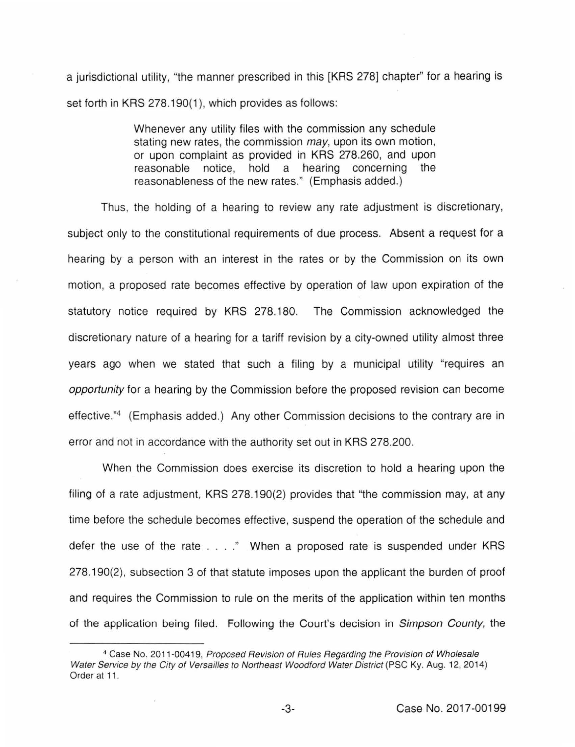a jurisdictional utility, "the manner prescribed in this [KRS 278] chapter" for a hearing is set forth in KRS 278.190(1), which provides as follows:

> Whenever any utility files with the commission any schedule stating new rates, the commission *may*, upon its own motion, or upon complaint as provided in KRS 278.260, and upon reasonable notice, hold a hearing concerning the reasonableness of the new rates." (Emphasis added.)

Thus, the holding of a hearing to review any rate adjustment is discretionary, subject only to the constitutional requirements of due process. Absent a request for a hearing by a person with an interest in the rates or by the Commission on its own motion, a proposed rate becomes effective by operation of law upon expiration of the statutory notice required by KRS 278.180. The Commission acknowledged the discretionary nature of a hearing for a tariff revision by a city-owned utility almost three years ago when we stated that such a filing by a municipal utility "requires an *opportunity* for a hearing by the Commission before the proposed revision can become effective."[4] (Emphasis added.) Any other Commission decisions to the contrary are in error and not in accordance with the authority set out in KRS 278.200.

When the Commission does exercise its discretion to hold a hearing upon the filing of a rate adjustment, KRS 278.190(2) provides that "the commission may, at any time before the schedule becomes effective, suspend the operation of the schedule and defer the use of the rate . . . ." When a proposed rate is suspended under KRS 278.190(2), subsection 3 of that statute imposes upon the applicant the burden of proof and requires the Commission to rule on the merits of the application within ten months of the application being filed. Following the Court's decision in *Simpson County,* the

---

[4] Case No. 2011-00419, *Proposed Revision of Rules Regarding the Provision of Wholesale Water Service by the City of Versailles to Northeast Woodford Water District* (PSC Ky. Aug. 12, 2014) Order at 11.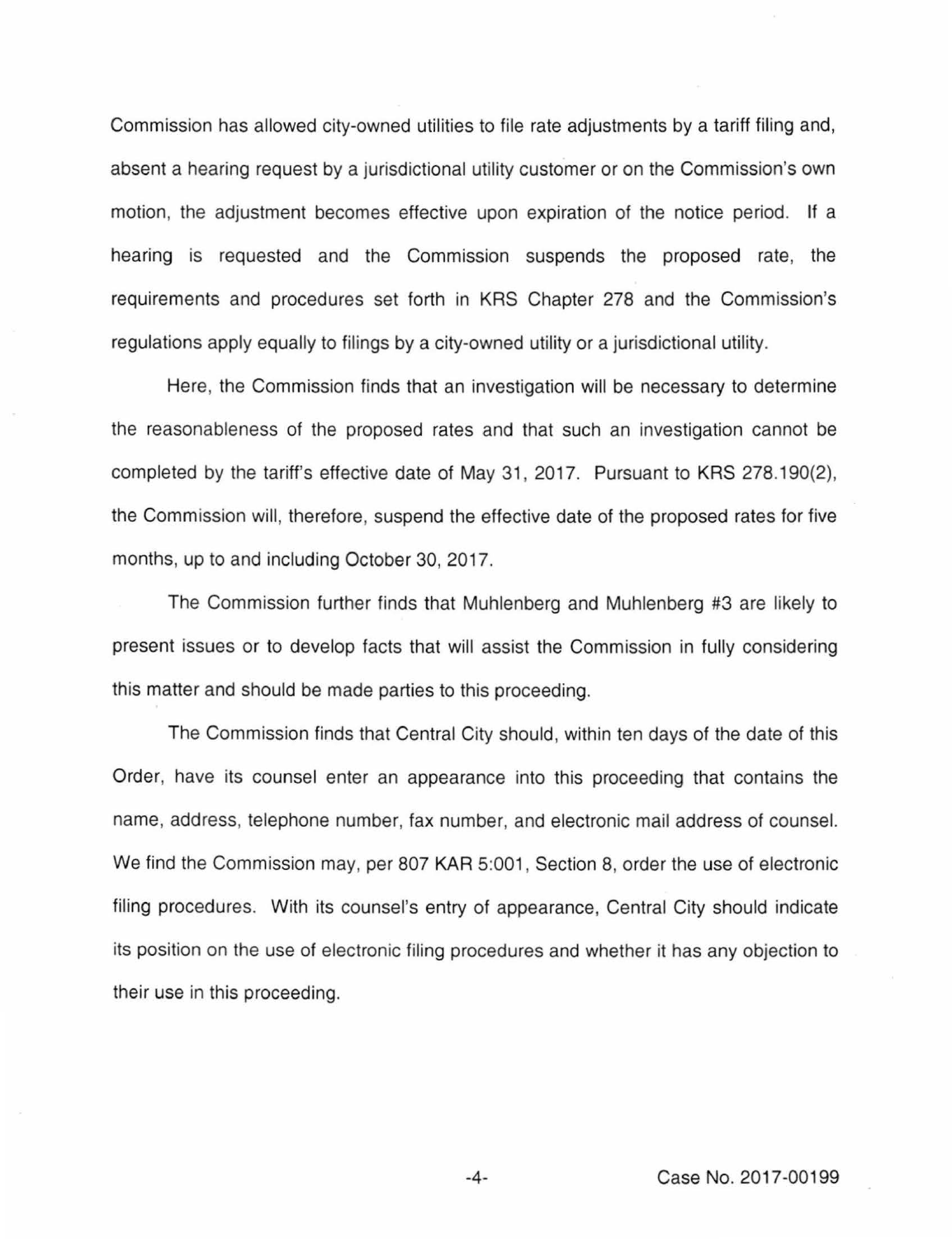Commission has allowed city-owned utilities to file rate adjustments by a tariff filing and, absent a hearing request by a jurisdictional utility customer or on the Commission's own motion, the adjustment becomes effective upon expiration of the notice period. If a hearing is requested and the Commission suspends the proposed rate, the requirements and procedures set forth in KRS Chapter 278 and the Commission's regulations apply equally to filings by a city-owned utility or a jurisdictional utility.

Here, the Commission finds that an investigation will be necessary to determine the reasonableness of the proposed rates and that such an investigation cannot be completed by the tariff's effective date of May 31, 2017. Pursuant to KRS 278.190(2), the Commission will, therefore, suspend the effective date of the proposed rates for five months, up to and including October 30, 2017.

The Commission further finds that Muhlenberg and Muhlenberg #3 are likely to present issues or to develop facts that will assist the Commission in fully considering this matter and should be made parties to this proceeding.

The Commission finds that Central City should, within ten days of the date of this Order, have its counsel enter an appearance into this proceeding that contains the name, address, telephone number, fax number, and electronic mail address of counsel. We find the Commission may, per 807 KAR 5:001, Section 8, order the use of electronic filing procedures. With its counsel's entry of appearance, Central City should indicate its position on the use of electronic filing procedures and whether it has any objection to their use in this proceeding.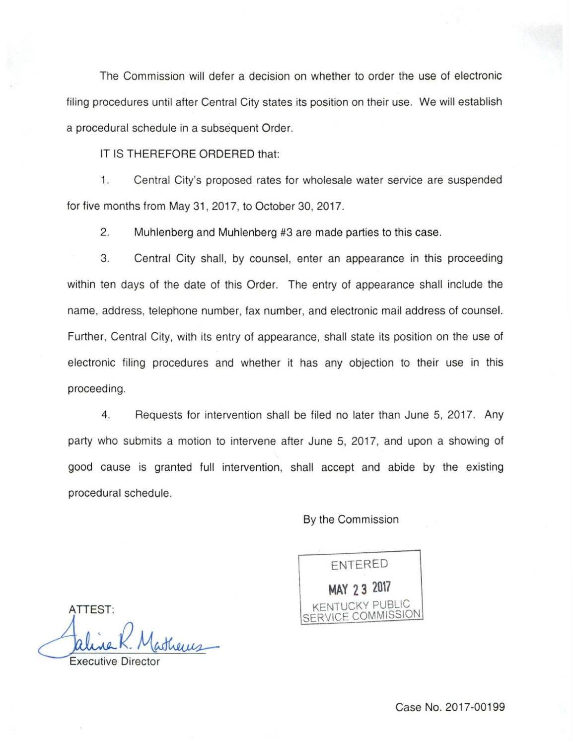The Commission will defer a decision on whether to order the use of electronic filing procedures until after Central City states its position on their use. We will establish a procedural schedule in a subsequent Order.

IT IS THEREFORE ORDERED that:

1. Central City's proposed rates for wholesale water service are suspended for five months from May 31, 2017, to October 30, 2017.

2. Muhlenberg and Muhlenberg #3 are made parties to this case.

3. Central City shall, by counsel, enter an appearance in this proceeding within ten days of the date of this Order. The entry of appearance shall include the name, address, telephone number, fax number, and electronic mail address of counsel. Further, Central City, with its entry of appearance, shall state its position on the use of electronic filing procedures and whether it has any objection to their use in this proceeding.

4. Requests for intervention shall be filed no later than June 5, 2017. Any party who submits a motion to intervene after June 5, 2017, and upon a showing of good cause is granted full intervention, shall accept and abide by the existing procedural schedule.

By the Commission

ENTERED
MAY 23 2017
KENTUCKY PUBLIC SERVICE COMMISSION

ATTEST:

Talina R. Mathews

Executive Director

Case No. 2017-00199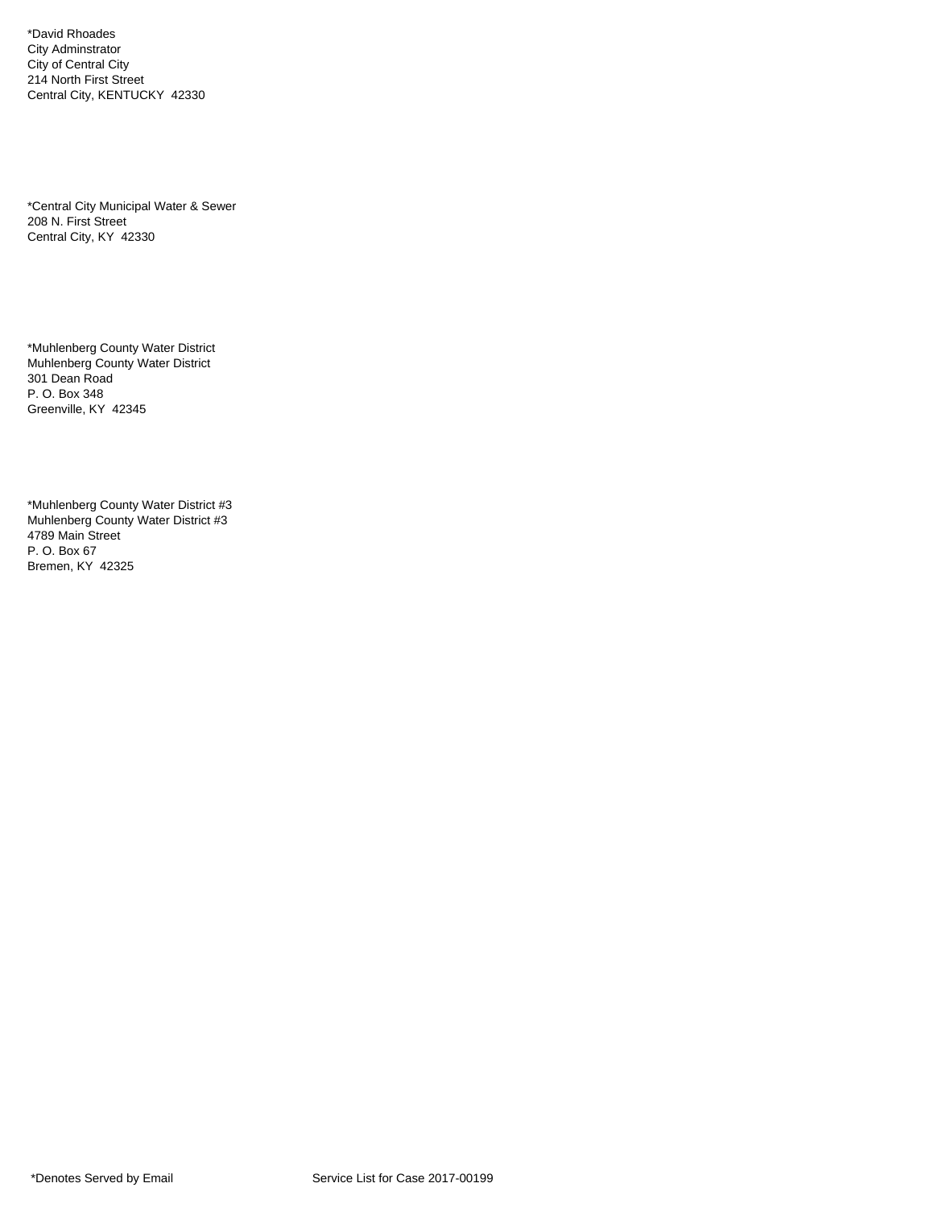*David Rhoades
City Adminstrator
City of Central City
214 North First Street
Central City, KENTUCKY  42330

*Central City Municipal Water & Sewer
208 N. First Street
Central City, KY  42330

*Muhlenberg County Water District
Muhlenberg County Water District
301 Dean Road
P. O. Box 348
Greenville, KY  42345

*Muhlenberg County Water District #3
Muhlenberg County Water District #3
4789 Main Street
P. O. Box 67
Bremen, KY  42325

*Denotes Served by Email

Service List for Case 2017-00199